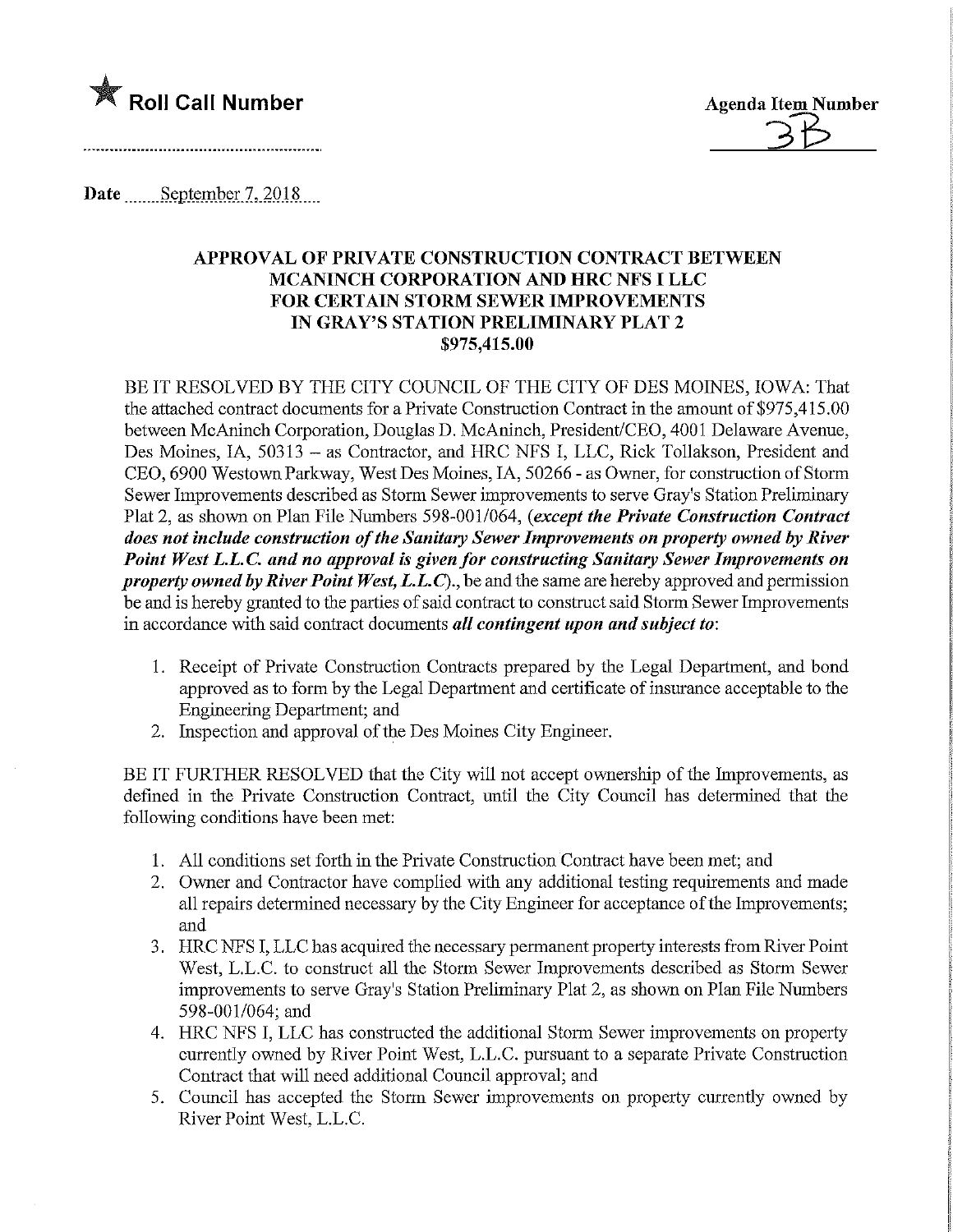★ **Roll Call Number**

**Agenda Item Number**
3B

**Date** September 7, 2018

## APPROVAL OF PRIVATE CONSTRUCTION CONTRACT BETWEEN MCANINCH CORPORATION AND HRC NFS I LLC FOR CERTAIN STORM SEWER IMPROVEMENTS IN GRAY'S STATION PRELIMINARY PLAT 2 $975,415.00

BE IT RESOLVED BY THE CITY COUNCIL OF THE CITY OF DES MOINES, IOWA: That the attached contract documents for a Private Construction Contract in the amount of $975,415.00 between McAninch Corporation, Douglas D. McAninch, President/CEO, 4001 Delaware Avenue, Des Moines, IA, 50313 – as Contractor, and HRC NFS I, LLC, Rick Tollakson, President and CEO, 6900 Westown Parkway, West Des Moines, IA, 50266 - as Owner, for construction of Storm Sewer Improvements described as Storm Sewer improvements to serve Gray's Station Preliminary Plat 2, as shown on Plan File Numbers 598-001/064, (***except the Private Construction Contract does not include construction of the Sanitary Sewer Improvements on property owned by River Point West L.L.C. and no approval is given for constructing Sanitary Sewer Improvements on property owned by River Point West, L.L.C***)., be and the same are hereby approved and permission be and is hereby granted to the parties of said contract to construct said Storm Sewer Improvements in accordance with said contract documents ***all contingent upon and subject to***:

1. Receipt of Private Construction Contracts prepared by the Legal Department, and bond approved as to form by the Legal Department and certificate of insurance acceptable to the Engineering Department; and
2. Inspection and approval of the Des Moines City Engineer.

BE IT FURTHER RESOLVED that the City will not accept ownership of the Improvements, as defined in the Private Construction Contract, until the City Council has determined that the following conditions have been met:

1. All conditions set forth in the Private Construction Contract have been met; and
2. Owner and Contractor have complied with any additional testing requirements and made all repairs determined necessary by the City Engineer for acceptance of the Improvements; and
3. HRC NFS I, LLC has acquired the necessary permanent property interests from River Point West, L.L.C. to construct all the Storm Sewer Improvements described as Storm Sewer improvements to serve Gray's Station Preliminary Plat 2, as shown on Plan File Numbers 598-001/064; and
4. HRC NFS I, LLC has constructed the additional Storm Sewer improvements on property currently owned by River Point West, L.L.C. pursuant to a separate Private Construction Contract that will need additional Council approval; and
5. Council has accepted the Storm Sewer improvements on property currently owned by River Point West, L.L.C.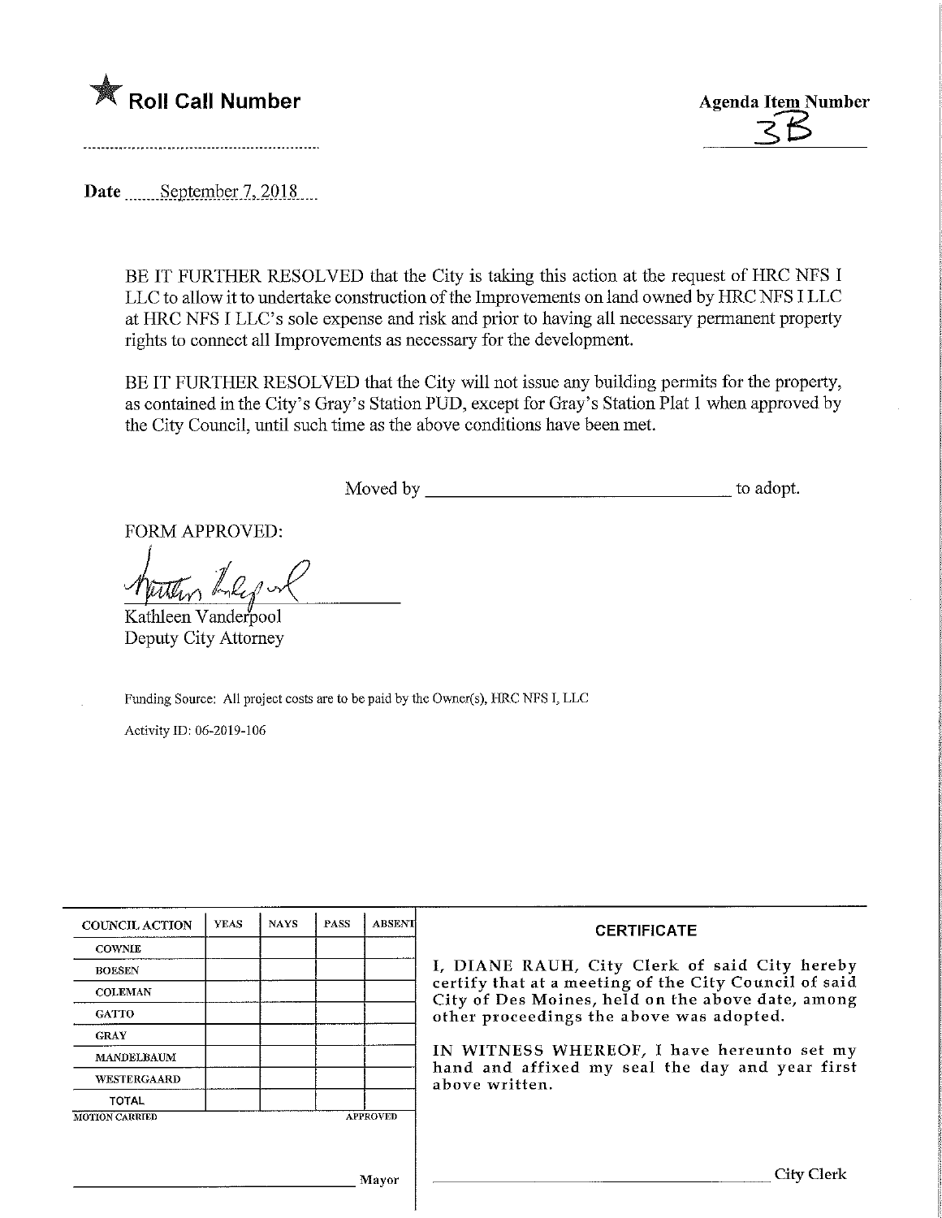★ **Roll Call Number**

................................................................

**Agenda Item Number**

3B

**Date** September 7, 2018

BE IT FURTHER RESOLVED that the City is taking this action at the request of HRC NFS I LLC to allow it to undertake construction of the Improvements on land owned by HRC NFS I LLC at HRC NFS I LLC's sole expense and risk and prior to having all necessary permanent property rights to connect all Improvements as necessary for the development.

BE IT FURTHER RESOLVED that the City will not issue any building permits for the property, as contained in the City's Gray's Station PUD, except for Gray's Station Plat 1 when approved by the City Council, until such time as the above conditions have been met.

Moved by ________________________________ to adopt.

FORM APPROVED:

Kathleen Vanderpool
Deputy City Attorney

Funding Source: All project costs are to be paid by the Owner(s), HRC NFS I, LLC

Activity ID: 06-2019-106

| COUNCIL ACTION | YEAS | NAYS | PASS | ABSENT |
| --- | --- | --- | --- | --- |
| COWNIE | | | | |
| BOESEN | | | | |
| COLEMAN | | | | |
| GATTO | | | | |
| GRAY | | | | |
| MANDELBAUM | | | | |
| WESTERGAARD | | | | |
| TOTAL | | | | |

MOTION CARRIED APPROVED

________________________________ Mayor

**CERTIFICATE**

I, DIANE RAUH, City Clerk of said City hereby certify that at a meeting of the City Council of said City of Des Moines, held on the above date, among other proceedings the above was adopted.

IN WITNESS WHEREOF, I have hereunto set my hand and affixed my seal the day and year first above written.

________________________________ City Clerk